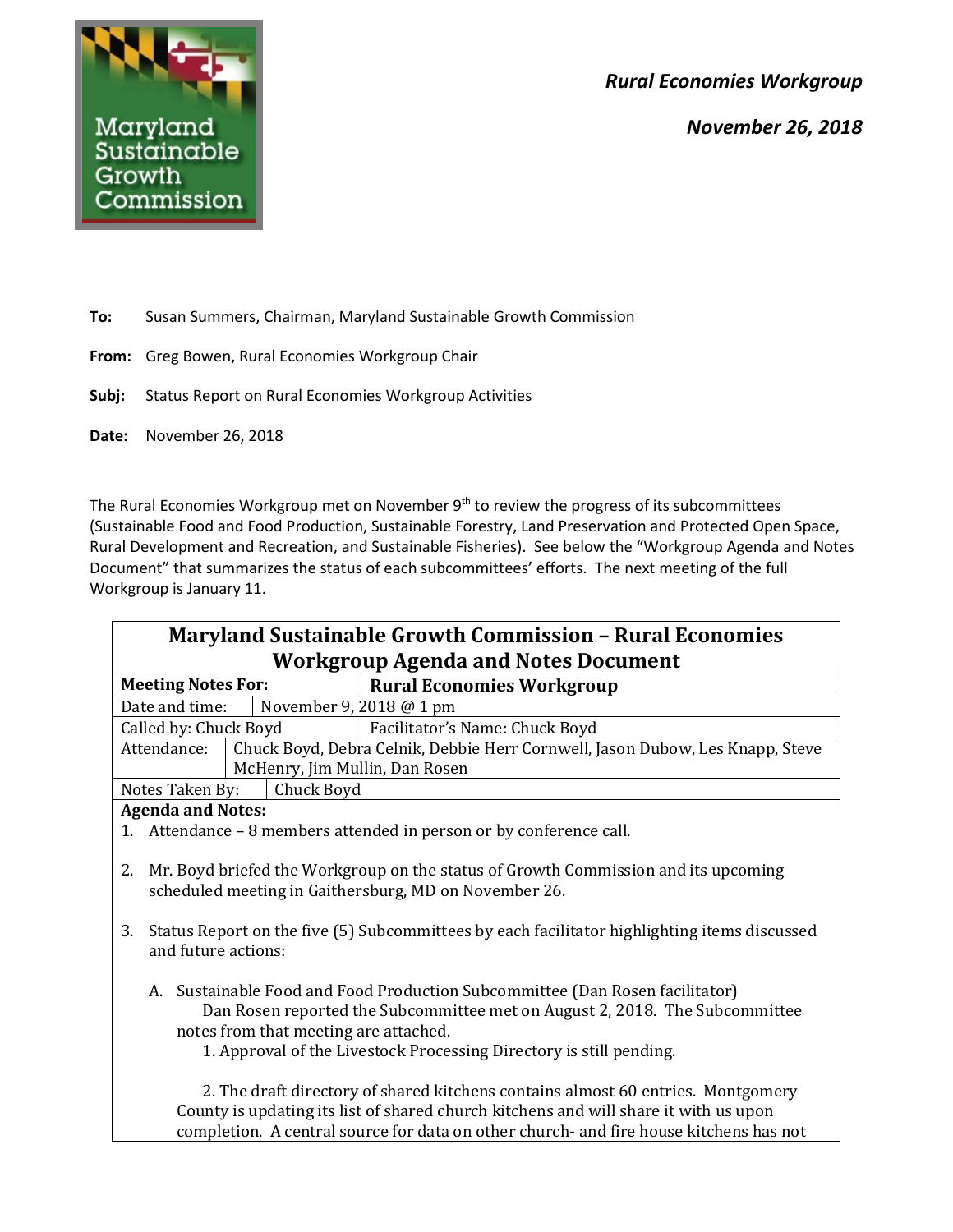*Rural Economies Workgroup*

*November 26, 2018*

**To:** Susan Summers, Chairman, Maryland Sustainable Growth Commission

**From:** Greg Bowen, Rural Economies Workgroup Chair

**Subj:** Status Report on Rural Economies Workgroup Activities

**Date:** November 26, 2018

The Rural Economies Workgroup met on November 9th to review the progress of its subcommittees (Sustainable Food and Food Production, Sustainable Forestry, Land Preservation and Protected Open Space, Rural Development and Recreation, and Sustainable Fisheries). See below the "Workgroup Agenda and Notes Document" that summarizes the status of each subcommittees' efforts. The next meeting of the full Workgroup is January 11.

## Maryland Sustainable Growth Commission – Rural Economies Workgroup Agenda and Notes Document

| **Meeting Notes For:** | **Rural Economies Workgroup** |
|---|---|
| Date and time: | November 9, 2018 @ 1 pm |
| Called by: Chuck Boyd | Facilitator's Name: Chuck Boyd |
| Attendance: | Chuck Boyd, Debra Celnik, Debbie Herr Cornwell, Jason Dubow, Les Knapp, Steve McHenry, Jim Mullin, Dan Rosen |
| Notes Taken By: | Chuck Boyd |

**Agenda and Notes:**

1. Attendance – 8 members attended in person or by conference call.

2. Mr. Boyd briefed the Workgroup on the status of Growth Commission and its upcoming scheduled meeting in Gaithersburg, MD on November 26.

3. Status Report on the five (5) Subcommittees by each facilitator highlighting items discussed and future actions:

   A. Sustainable Food and Food Production Subcommittee (Dan Rosen facilitator)
      Dan Rosen reported the Subcommittee met on August 2, 2018. The Subcommittee notes from that meeting are attached.
      1. Approval of the Livestock Processing Directory is still pending.

      2. The draft directory of shared kitchens contains almost 60 entries. Montgomery County is updating its list of shared church kitchens and will share it with us upon completion. A central source for data on other church- and fire house kitchens has not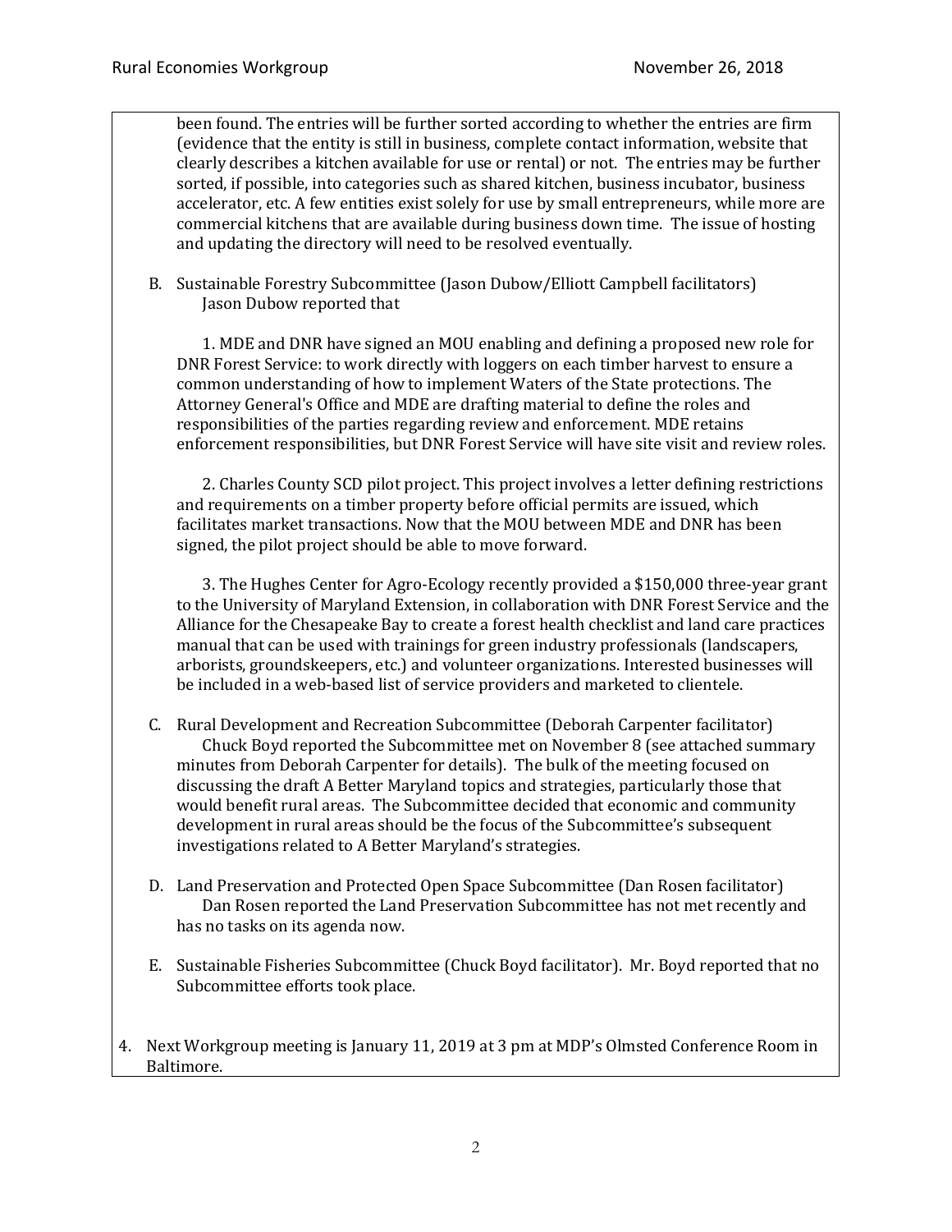been found. The entries will be further sorted according to whether the entries are firm (evidence that the entity is still in business, complete contact information, website that clearly describes a kitchen available for use or rental) or not. The entries may be further sorted, if possible, into categories such as shared kitchen, business incubator, business accelerator, etc. A few entities exist solely for use by small entrepreneurs, while more are commercial kitchens that are available during business down time. The issue of hosting and updating the directory will need to be resolved eventually.

B. Sustainable Forestry Subcommittee (Jason Dubow/Elliott Campbell facilitators)
Jason Dubow reported that

1. MDE and DNR have signed an MOU enabling and defining a proposed new role for DNR Forest Service: to work directly with loggers on each timber harvest to ensure a common understanding of how to implement Waters of the State protections. The Attorney General's Office and MDE are drafting material to define the roles and responsibilities of the parties regarding review and enforcement. MDE retains enforcement responsibilities, but DNR Forest Service will have site visit and review roles.

2. Charles County SCD pilot project. This project involves a letter defining restrictions and requirements on a timber property before official permits are issued, which facilitates market transactions. Now that the MOU between MDE and DNR has been signed, the pilot project should be able to move forward.

3. The Hughes Center for Agro-Ecology recently provided a $150,000 three-year grant to the University of Maryland Extension, in collaboration with DNR Forest Service and the Alliance for the Chesapeake Bay to create a forest health checklist and land care practices manual that can be used with trainings for green industry professionals (landscapers, arborists, groundskeepers, etc.) and volunteer organizations. Interested businesses will be included in a web-based list of service providers and marketed to clientele.

C. Rural Development and Recreation Subcommittee (Deborah Carpenter facilitator)
Chuck Boyd reported the Subcommittee met on November 8 (see attached summary minutes from Deborah Carpenter for details). The bulk of the meeting focused on discussing the draft A Better Maryland topics and strategies, particularly those that would benefit rural areas. The Subcommittee decided that economic and community development in rural areas should be the focus of the Subcommittee's subsequent investigations related to A Better Maryland's strategies.

D. Land Preservation and Protected Open Space Subcommittee (Dan Rosen facilitator)
Dan Rosen reported the Land Preservation Subcommittee has not met recently and has no tasks on its agenda now.

E. Sustainable Fisheries Subcommittee (Chuck Boyd facilitator). Mr. Boyd reported that no Subcommittee efforts took place.

4. Next Workgroup meeting is January 11, 2019 at 3 pm at MDP's Olmsted Conference Room in Baltimore.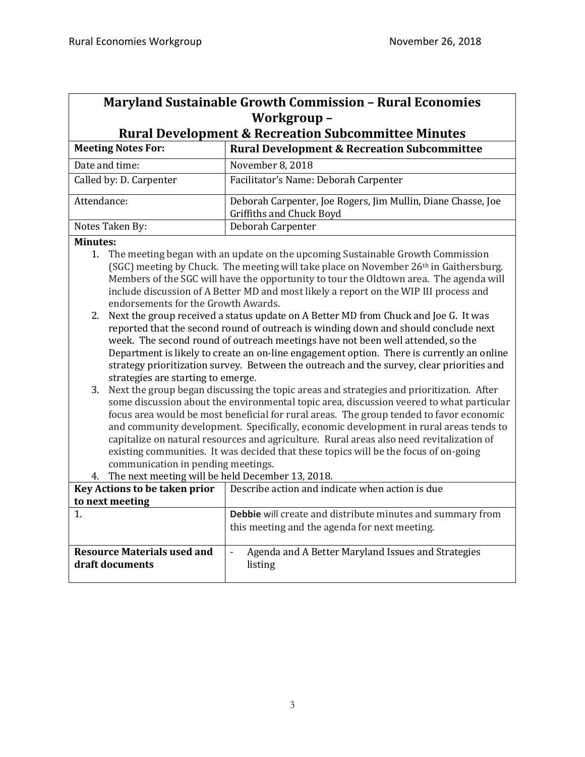| **Maryland Sustainable Growth Commission – Rural Economies Workgroup – Rural Development & Recreation Subcommittee Minutes** | |
|---|---|
| **Meeting Notes For:** | **Rural Development & Recreation Subcommittee** |
| Date and time: | November 8, 2018 |
| Called by: D. Carpenter | Facilitator's Name: Deborah Carpenter |
| Attendance: | Deborah Carpenter, Joe Rogers, Jim Mullin, Diane Chasse, Joe Griffiths and Chuck Boyd |
| Notes Taken By: | Deborah Carpenter |

**Minutes:**

1. The meeting began with an update on the upcoming Sustainable Growth Commission (SGC) meeting by Chuck. The meeting will take place on November 26th in Gaithersburg. Members of the SGC will have the opportunity to tour the Oldtown area. The agenda will include discussion of A Better MD and most likely a report on the WIP III process and endorsements for the Growth Awards.
2. Next the group received a status update on A Better MD from Chuck and Joe G. It was reported that the second round of outreach is winding down and should conclude next week. The second round of outreach meetings have not been well attended, so the Department is likely to create an on-line engagement option. There is currently an online strategy prioritization survey. Between the outreach and the survey, clear priorities and strategies are starting to emerge.
3. Next the group began discussing the topic areas and strategies and prioritization. After some discussion about the environmental topic area, discussion veered to what particular focus area would be most beneficial for rural areas. The group tended to favor economic and community development. Specifically, economic development in rural areas tends to capitalize on natural resources and agriculture. Rural areas also need revitalization of existing communities. It was decided that these topics will be the focus of on-going communication in pending meetings.
4. The next meeting will be held December 13, 2018.

| **Key Actions to be taken prior to next meeting** | Describe action and indicate when action is due |
|---|---|
| 1. | **Debbie** will create and distribute minutes and summary from this meeting and the agenda for next meeting. |
| **Resource Materials used and draft documents** | - Agenda and A Better Maryland Issues and Strategies listing |